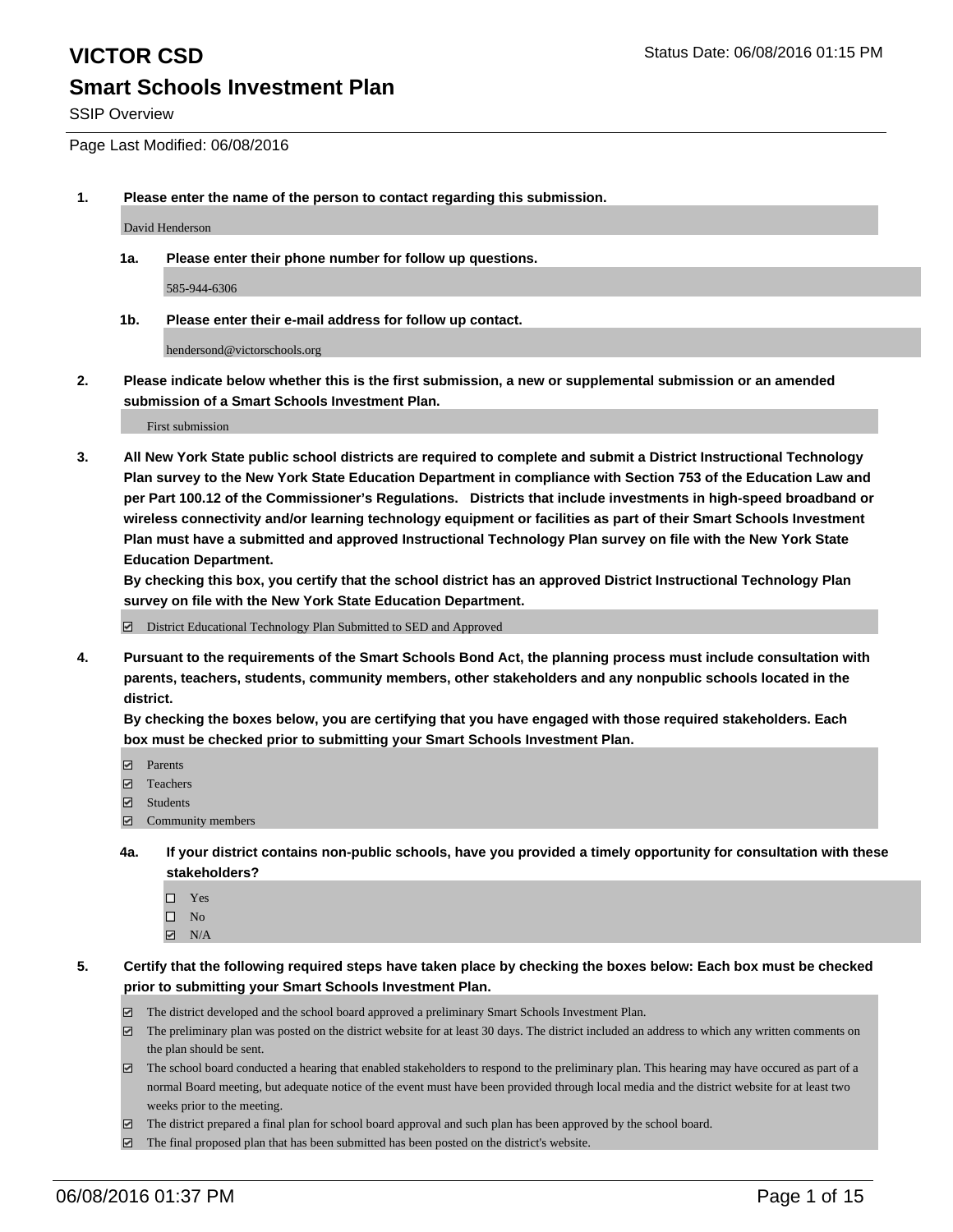# VICTOR CSD

Status Date: 06/08/2016 01:15 PM

## Smart Schools Investment Plan

SSIP Overview

Page Last Modified: 06/08/2016

**1. Please enter the name of the person to contact regarding this submission.**

David Henderson

**1a. Please enter their phone number for follow up questions.**

585-944-6306

**1b. Please enter their e-mail address for follow up contact.**

hendersond@victorschools.org

**2. Please indicate below whether this is the first submission, a new or supplemental submission or an amended submission of a Smart Schools Investment Plan.**

First submission

**3. All New York State public school districts are required to complete and submit a District Instructional Technology Plan survey to the New York State Education Department in compliance with Section 753 of the Education Law and per Part 100.12 of the Commissioner's Regulations. Districts that include investments in high-speed broadband or wireless connectivity and/or learning technology equipment or facilities as part of their Smart Schools Investment Plan must have a submitted and approved Instructional Technology Plan survey on file with the New York State Education Department.**

**By checking this box, you certify that the school district has an approved District Instructional Technology Plan survey on file with the New York State Education Department.**

- [x] District Educational Technology Plan Submitted to SED and Approved

**4. Pursuant to the requirements of the Smart Schools Bond Act, the planning process must include consultation with parents, teachers, students, community members, other stakeholders and any nonpublic schools located in the district.**

**By checking the boxes below, you are certifying that you have engaged with those required stakeholders. Each box must be checked prior to submitting your Smart Schools Investment Plan.**

- [x] Parents
- [x] Teachers
- [x] Students
- [x] Community members

**4a. If your district contains non-public schools, have you provided a timely opportunity for consultation with these stakeholders?**

- [ ] Yes
- [ ] No
- [x] N/A

**5. Certify that the following required steps have taken place by checking the boxes below: Each box must be checked prior to submitting your Smart Schools Investment Plan.**

- [x] The district developed and the school board approved a preliminary Smart Schools Investment Plan.
- [x] The preliminary plan was posted on the district website for at least 30 days. The district included an address to which any written comments on the plan should be sent.
- [x] The school board conducted a hearing that enabled stakeholders to respond to the preliminary plan. This hearing may have occured as part of a normal Board meeting, but adequate notice of the event must have been provided through local media and the district website for at least two weeks prior to the meeting.
- [x] The district prepared a final plan for school board approval and such plan has been approved by the school board.
- [x] The final proposed plan that has been submitted has been posted on the district's website.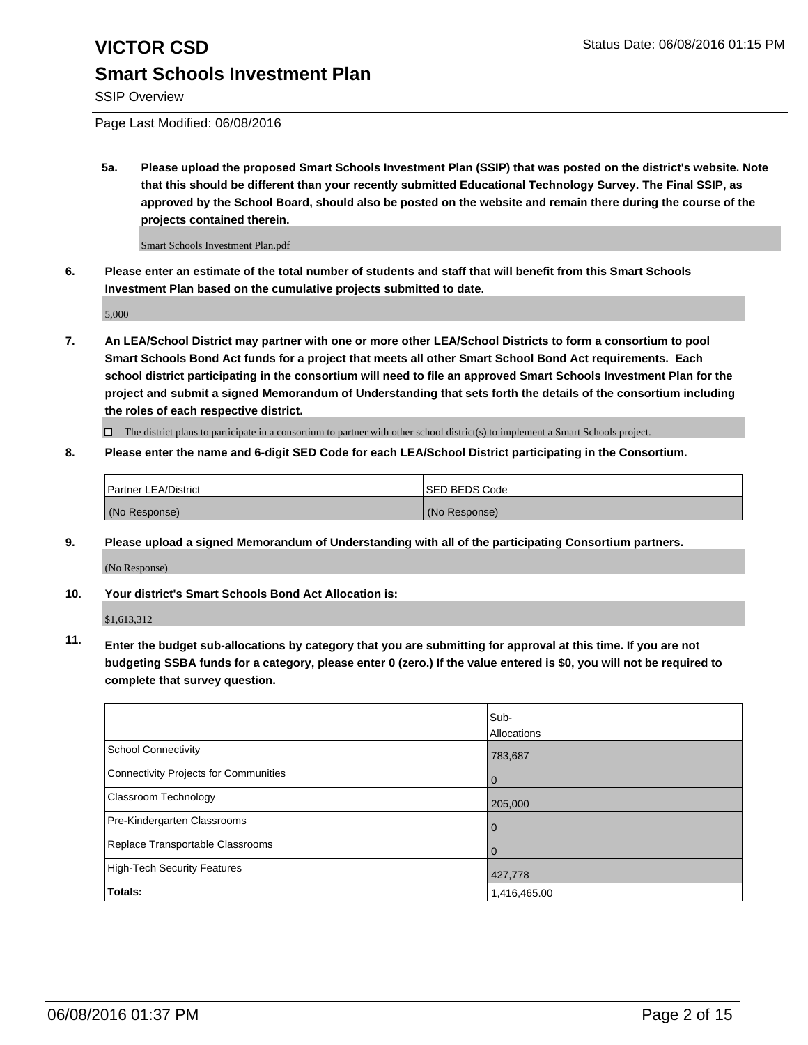**5a. Please upload the proposed Smart Schools Investment Plan (SSIP) that was posted on the district's website. Note that this should be different than your recently submitted Educational Technology Survey. The Final SSIP, as approved by the School Board, should also be posted on the website and remain there during the course of the projects contained therein.**

Smart Schools Investment Plan.pdf

**6. Please enter an estimate of the total number of students and staff that will benefit from this Smart Schools Investment Plan based on the cumulative projects submitted to date.**

5,000

**7. An LEA/School District may partner with one or more other LEA/School Districts to form a consortium to pool Smart Schools Bond Act funds for a project that meets all other Smart School Bond Act requirements. Each school district participating in the consortium will need to file an approved Smart Schools Investment Plan for the project and submit a signed Memorandum of Understanding that sets forth the details of the consortium including the roles of each respective district.**

☐ The district plans to participate in a consortium to partner with other school district(s) to implement a Smart Schools project.

**8. Please enter the name and 6-digit SED Code for each LEA/School District participating in the Consortium.**

| Partner LEA/District | SED BEDS Code |
|---|---|
| (No Response) | (No Response) |

**9. Please upload a signed Memorandum of Understanding with all of the participating Consortium partners.**

(No Response)

**10. Your district's Smart Schools Bond Act Allocation is:**

$1,613,312

**11. Enter the budget sub-allocations by category that you are submitting for approval at this time. If you are not budgeting SSBA funds for a category, please enter 0 (zero.) If the value entered is $0, you will not be required to complete that survey question.**

| | Sub-Allocations |
|---|---|
| School Connectivity | 783,687 |
| Connectivity Projects for Communities | 0 |
| Classroom Technology | 205,000 |
| Pre-Kindergarten Classrooms | 0 |
| Replace Transportable Classrooms | 0 |
| High-Tech Security Features | 427,778 |
| **Totals:** | 1,416,465.00 |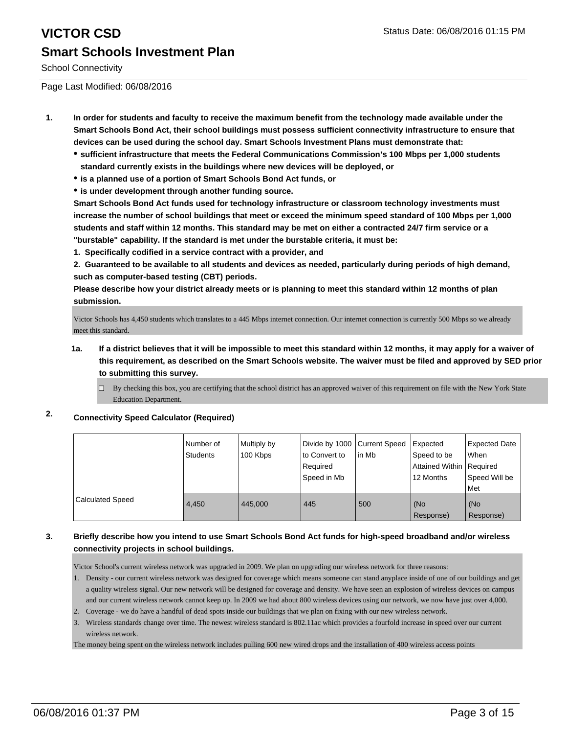# VICTOR CSD

## Smart Schools Investment Plan

School Connectivity

Page Last Modified: 06/08/2016

1. **In order for students and faculty to receive the maximum benefit from the technology made available under the Smart Schools Bond Act, their school buildings must possess sufficient connectivity infrastructure to ensure that devices can be used during the school day. Smart Schools Investment Plans must demonstrate that:**
   - **sufficient infrastructure that meets the Federal Communications Commission's 100 Mbps per 1,000 students standard currently exists in the buildings where new devices will be deployed, or**
   - **is a planned use of a portion of Smart Schools Bond Act funds, or**
   - **is under development through another funding source.**

   **Smart Schools Bond Act funds used for technology infrastructure or classroom technology investments must increase the number of school buildings that meet or exceed the minimum speed standard of 100 Mbps per 1,000 students and staff within 12 months. This standard may be met on either a contracted 24/7 firm service or a "burstable" capability. If the standard is met under the burstable criteria, it must be:**

   **1. Specifically codified in a service contract with a provider, and**

   **2. Guaranteed to be available to all students and devices as needed, particularly during periods of high demand, such as computer-based testing (CBT) periods.**

   **Please describe how your district already meets or is planning to meet this standard within 12 months of plan submission.**

   Victor Schools has 4,450 students which translates to a 445 Mbps internet connection. Our internet connection is currently 500 Mbps so we already meet this standard.

   1a. **If a district believes that it will be impossible to meet this standard within 12 months, it may apply for a waiver of this requirement, as described on the Smart Schools website. The waiver must be filed and approved by SED prior to submitting this survey.**

   ☐ By checking this box, you are certifying that the school district has an approved waiver of this requirement on file with the New York State Education Department.

2. **Connectivity Speed Calculator (Required)**

| | Number of Students | Multiply by 100 Kbps | Divide by 1000 to Convert to Required Speed in Mb | Current Speed in Mb | Expected Speed to be Attained Within 12 Months | Expected Date When Required Speed Will be Met |
|---|---|---|---|---|---|---|
| Calculated Speed | 4,450 | 445,000 | 445 | 500 | (No Response) | (No Response) |

3. **Briefly describe how you intend to use Smart Schools Bond Act funds for high-speed broadband and/or wireless connectivity projects in school buildings.**

   Victor School's current wireless network was upgraded in 2009. We plan on upgrading our wireless network for three reasons:

   1. Density - our current wireless network was designed for coverage which means someone can stand anyplace inside of one of our buildings and get a quality wireless signal. Our new network will be designed for coverage and density. We have seen an explosion of wireless devices on campus and our current wireless network cannot keep up. In 2009 we had about 800 wireless devices using our network, we now have just over 4,000.
   2. Coverage - we do have a handful of dead spots inside our buildings that we plan on fixing with our new wireless network.
   3. Wireless standards change over time. The newest wireless standard is 802.11ac which provides a fourfold increase in speed over our current wireless network.

   The money being spent on the wireless network includes pulling 600 new wired drops and the installation of 400 wireless access points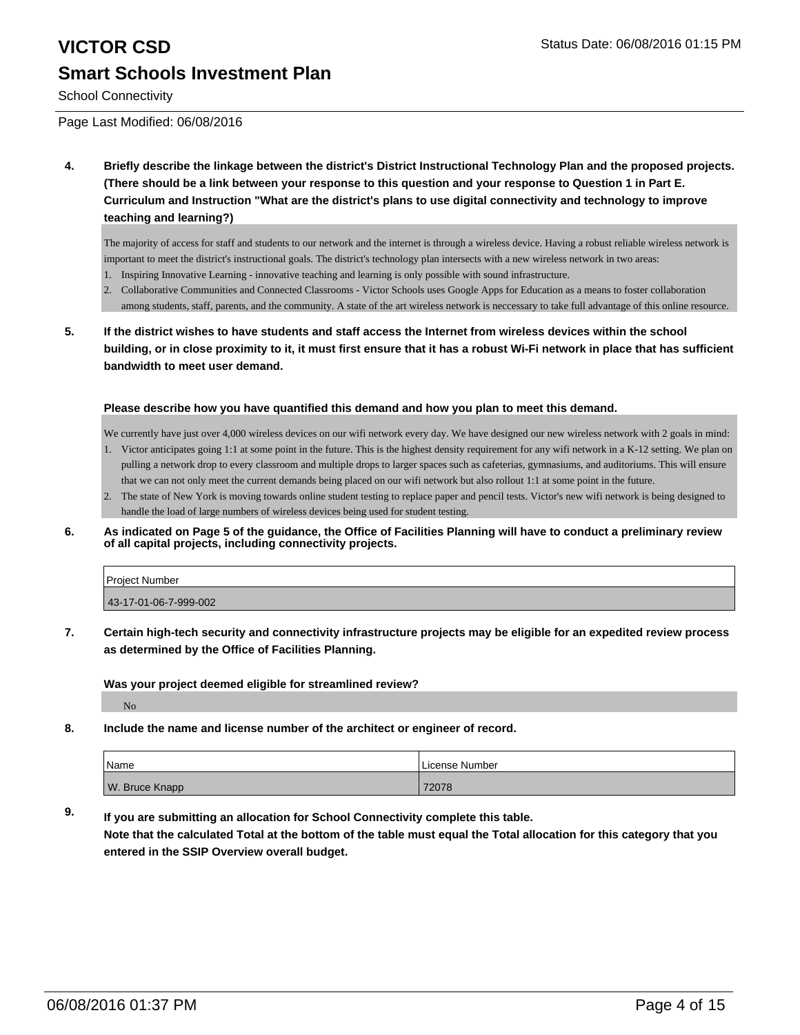# VICTOR CSD

## Smart Schools Investment Plan

School Connectivity

Page Last Modified: 06/08/2016

**4. Briefly describe the linkage between the district's District Instructional Technology Plan and the proposed projects. (There should be a link between your response to this question and your response to Question 1 in Part E. Curriculum and Instruction "What are the district's plans to use digital connectivity and technology to improve teaching and learning?)**

The majority of access for staff and students to our network and the internet is through a wireless device. Having a robust reliable wireless network is important to meet the district's instructional goals. The district's technology plan intersects with a new wireless network in two areas:

1. Inspiring Innovative Learning - innovative teaching and learning is only possible with sound infrastructure.
2. Collaborative Communities and Connected Classrooms - Victor Schools uses Google Apps for Education as a means to foster collaboration among students, staff, parents, and the community. A state of the art wireless network is neccessary to take full advantage of this online resource.

**5. If the district wishes to have students and staff access the Internet from wireless devices within the school building, or in close proximity to it, it must first ensure that it has a robust Wi-Fi network in place that has sufficient bandwidth to meet user demand.**

**Please describe how you have quantified this demand and how you plan to meet this demand.**

We currently have just over 4,000 wireless devices on our wifi network every day. We have designed our new wireless network with 2 goals in mind:

1. Victor anticipates going 1:1 at some point in the future. This is the highest density requirement for any wifi network in a K-12 setting. We plan on pulling a network drop to every classroom and multiple drops to larger spaces such as cafeterias, gymnasiums, and auditoriums. This will ensure that we can not only meet the current demands being placed on our wifi network but also rollout 1:1 at some point in the future.
2. The state of New York is moving towards online student testing to replace paper and pencil tests. Victor's new wifi network is being designed to handle the load of large numbers of wireless devices being used for student testing.

**6. As indicated on Page 5 of the guidance, the Office of Facilities Planning will have to conduct a preliminary review of all capital projects, including connectivity projects.**

| Project Number |
| --- |
| 43-17-01-06-7-999-002 |

**7. Certain high-tech security and connectivity infrastructure projects may be eligible for an expedited review process as determined by the Office of Facilities Planning.**

**Was your project deemed eligible for streamlined review?**

No

**8. Include the name and license number of the architect or engineer of record.**

| Name | License Number |
| --- | --- |
| W. Bruce Knapp | 72078 |

**9. If you are submitting an allocation for School Connectivity complete this table.**
**Note that the calculated Total at the bottom of the table must equal the Total allocation for this category that you entered in the SSIP Overview overall budget.**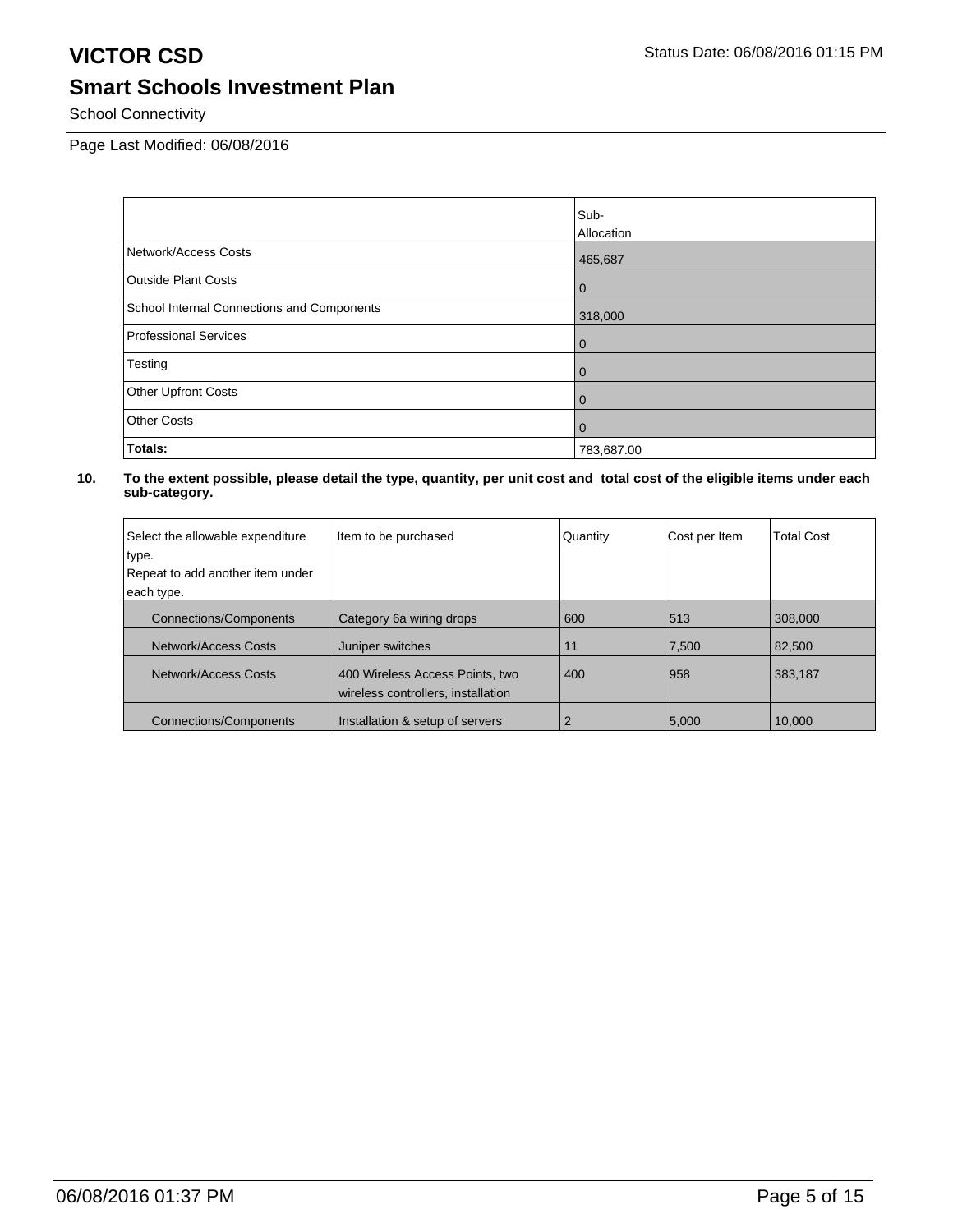# VICTOR CSD

Status Date: 06/08/2016 01:15 PM

## Smart Schools Investment Plan

School Connectivity

Page Last Modified: 06/08/2016

| | Sub-Allocation |
|---|---|
| Network/Access Costs | 465,687 |
| Outside Plant Costs | 0 |
| School Internal Connections and Components | 318,000 |
| Professional Services | 0 |
| Testing | 0 |
| Other Upfront Costs | 0 |
| Other Costs | 0 |
| **Totals:** | 783,687.00 |

**10. To the extent possible, please detail the type, quantity, per unit cost and total cost of the eligible items under each sub-category.**

| Select the allowable expenditure type. Repeat to add another item under each type. | Item to be purchased | Quantity | Cost per Item | Total Cost |
|---|---|---|---|---|
| Connections/Components | Category 6a wiring drops | 600 | 513 | 308,000 |
| Network/Access Costs | Juniper switches | 11 | 7,500 | 82,500 |
| Network/Access Costs | 400 Wireless Access Points, two wireless controllers, installation | 400 | 958 | 383,187 |
| Connections/Components | Installation & setup of servers | 2 | 5,000 | 10,000 |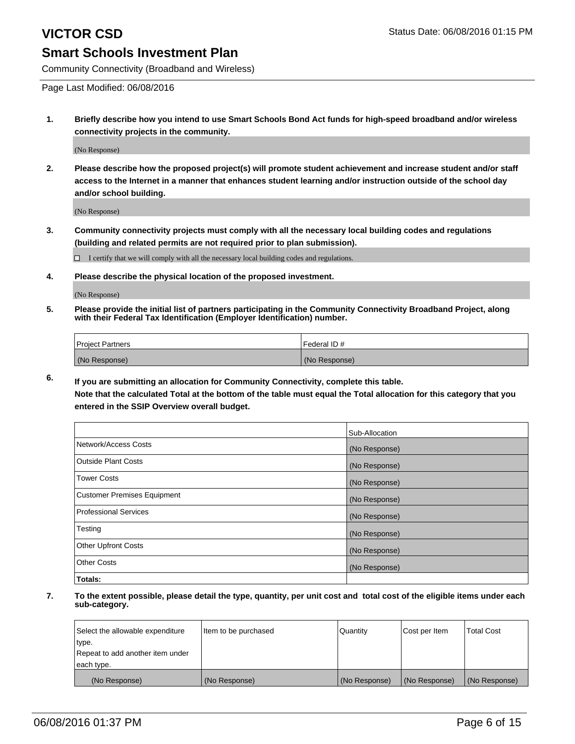# VICTOR CSD

Status Date: 06/08/2016 01:15 PM

## Smart Schools Investment Plan

Community Connectivity (Broadband and Wireless)

Page Last Modified: 06/08/2016

1. **Briefly describe how you intend to use Smart Schools Bond Act funds for high-speed broadband and/or wireless connectivity projects in the community.**

   (No Response)

2. **Please describe how the proposed project(s) will promote student achievement and increase student and/or staff access to the Internet in a manner that enhances student learning and/or instruction outside of the school day and/or school building.**

   (No Response)

3. **Community connectivity projects must comply with all the necessary local building codes and regulations (building and related permits are not required prior to plan submission).**

   ☐ I certify that we will comply with all the necessary local building codes and regulations.

4. **Please describe the physical location of the proposed investment.**

   (No Response)

5. **Please provide the initial list of partners participating in the Community Connectivity Broadband Project, along with their Federal Tax Identification (Employer Identification) number.**

| Project Partners | Federal ID # |
|---|---|
| (No Response) | (No Response) |

6. **If you are submitting an allocation for Community Connectivity, complete this table.**
   **Note that the calculated Total at the bottom of the table must equal the Total allocation for this category that you entered in the SSIP Overview overall budget.**

| | Sub-Allocation |
|---|---|
| Network/Access Costs | (No Response) |
| Outside Plant Costs | (No Response) |
| Tower Costs | (No Response) |
| Customer Premises Equipment | (No Response) |
| Professional Services | (No Response) |
| Testing | (No Response) |
| Other Upfront Costs | (No Response) |
| Other Costs | (No Response) |
| **Totals:** | |

7. **To the extent possible, please detail the type, quantity, per unit cost and total cost of the eligible items under each sub-category.**

| Select the allowable expenditure type. Repeat to add another item under each type. | Item to be purchased | Quantity | Cost per Item | Total Cost |
|---|---|---|---|---|
| (No Response) | (No Response) | (No Response) | (No Response) | (No Response) |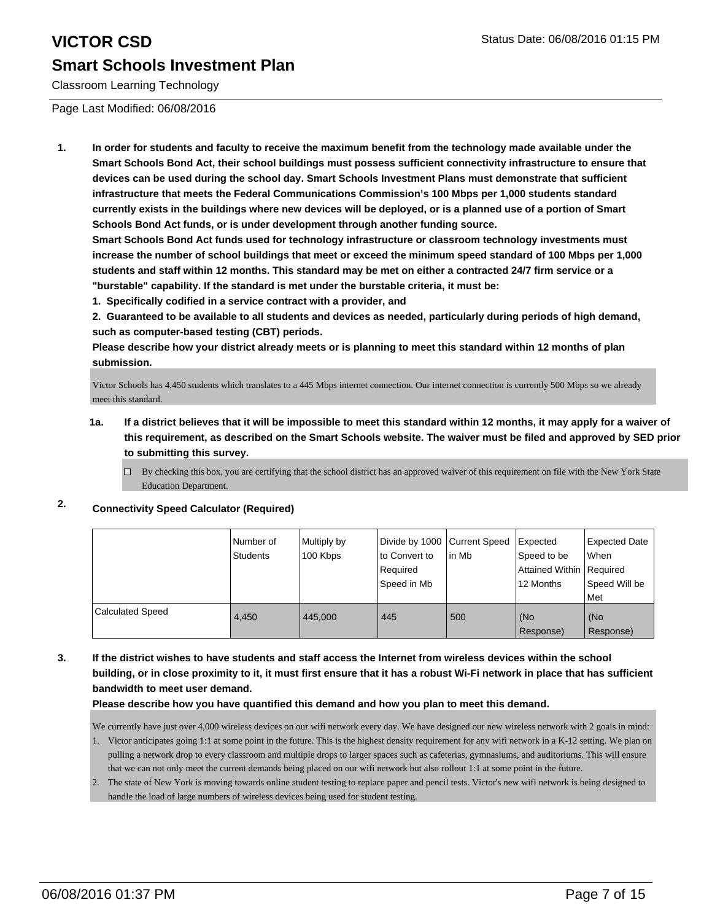# VICTOR CSD

Status Date: 06/08/2016 01:15 PM

## Smart Schools Investment Plan

Classroom Learning Technology

Page Last Modified: 06/08/2016

**1. In order for students and faculty to receive the maximum benefit from the technology made available under the Smart Schools Bond Act, their school buildings must possess sufficient connectivity infrastructure to ensure that devices can be used during the school day. Smart Schools Investment Plans must demonstrate that sufficient infrastructure that meets the Federal Communications Commission's 100 Mbps per 1,000 students standard currently exists in the buildings where new devices will be deployed, or is a planned use of a portion of Smart Schools Bond Act funds, or is under development through another funding source.**

**Smart Schools Bond Act funds used for technology infrastructure or classroom technology investments must increase the number of school buildings that meet or exceed the minimum speed standard of 100 Mbps per 1,000 students and staff within 12 months. This standard may be met on either a contracted 24/7 firm service or a "burstable" capability. If the standard is met under the burstable criteria, it must be:**

**1. Specifically codified in a service contract with a provider, and**

**2. Guaranteed to be available to all students and devices as needed, particularly during periods of high demand, such as computer-based testing (CBT) periods.**

**Please describe how your district already meets or is planning to meet this standard within 12 months of plan submission.**

Victor Schools has 4,450 students which translates to a 445 Mbps internet connection. Our internet connection is currently 500 Mbps so we already meet this standard.

**1a. If a district believes that it will be impossible to meet this standard within 12 months, it may apply for a waiver of this requirement, as described on the Smart Schools website. The waiver must be filed and approved by SED prior to submitting this survey.**

☐ By checking this box, you are certifying that the school district has an approved waiver of this requirement on file with the New York State Education Department.

**2. Connectivity Speed Calculator (Required)**

| | Number of Students | Multiply by 100 Kbps | Divide by 1000 to Convert to Required Speed in Mb | Current Speed in Mb | Expected Speed to be Attained Within 12 Months | Expected Date When Required Speed Will be Met |
|---|---|---|---|---|---|---|
| Calculated Speed | 4,450 | 445,000 | 445 | 500 | (No Response) | (No Response) |

**3. If the district wishes to have students and staff access the Internet from wireless devices within the school building, or in close proximity to it, it must first ensure that it has a robust Wi-Fi network in place that has sufficient bandwidth to meet user demand.**

**Please describe how you have quantified this demand and how you plan to meet this demand.**

We currently have just over 4,000 wireless devices on our wifi network every day. We have designed our new wireless network with 2 goals in mind:

1. Victor anticipates going 1:1 at some point in the future. This is the highest density requirement for any wifi network in a K-12 setting. We plan on pulling a network drop to every classroom and multiple drops to larger spaces such as cafeterias, gymnasiums, and auditoriums. This will ensure that we can not only meet the current demands being placed on our wifi network but also rollout 1:1 at some point in the future.
2. The state of New York is moving towards online student testing to replace paper and pencil tests. Victor's new wifi network is being designed to handle the load of large numbers of wireless devices being used for student testing.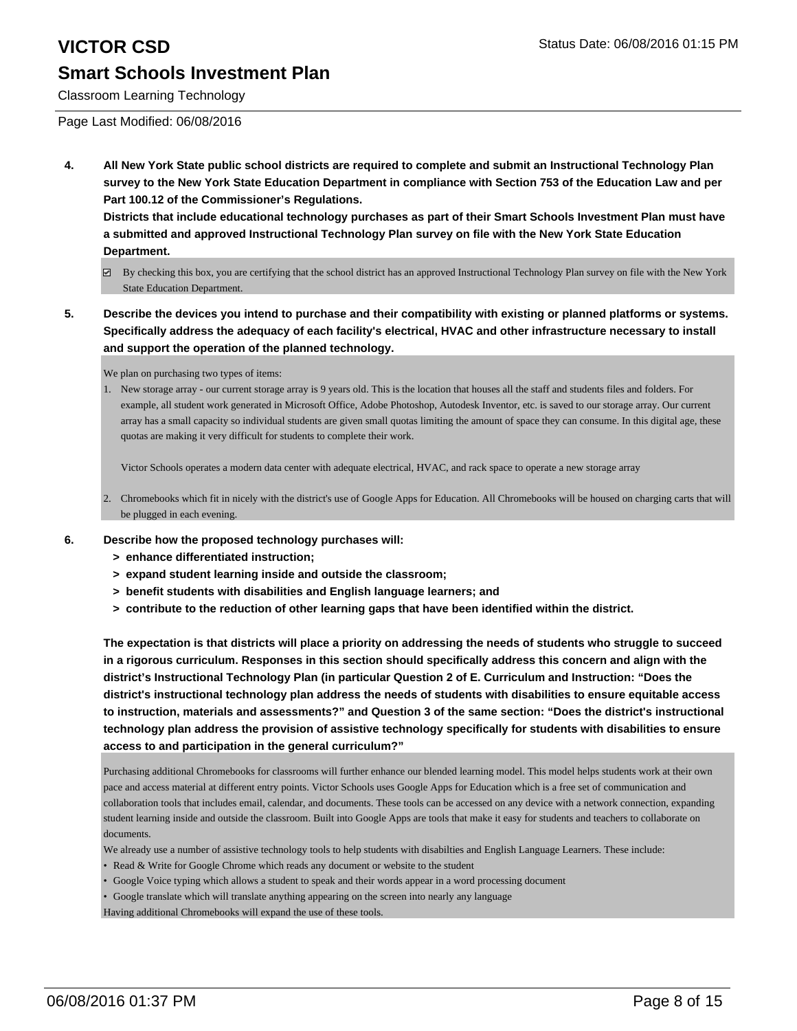4. **All New York State public school districts are required to complete and submit an Instructional Technology Plan survey to the New York State Education Department in compliance with Section 753 of the Education Law and per Part 100.12 of the Commissioner's Regulations.**
   **Districts that include educational technology purchases as part of their Smart Schools Investment Plan must have a submitted and approved Instructional Technology Plan survey on file with the New York State Education Department.**

   ☑ By checking this box, you are certifying that the school district has an approved Instructional Technology Plan survey on file with the New York State Education Department.

5. **Describe the devices you intend to purchase and their compatibility with existing or planned platforms or systems. Specifically address the adequacy of each facility's electrical, HVAC and other infrastructure necessary to install and support the operation of the planned technology.**

   We plan on purchasing two types of items:

   1. New storage array - our current storage array is 9 years old. This is the location that houses all the staff and students files and folders. For example, all student work generated in Microsoft Office, Adobe Photoshop, Autodesk Inventor, etc. is saved to our storage array. Our current array has a small capacity so individual students are given small quotas limiting the amount of space they can consume. In this digital age, these quotas are making it very difficult for students to complete their work.

      Victor Schools operates a modern data center with adequate electrical, HVAC, and rack space to operate a new storage array

   2. Chromebooks which fit in nicely with the district's use of Google Apps for Education. All Chromebooks will be housed on charging carts that will be plugged in each evening.

6. **Describe how the proposed technology purchases will:**
   - **> enhance differentiated instruction;**
   - **> expand student learning inside and outside the classroom;**
   - **> benefit students with disabilities and English language learners; and**
   - **> contribute to the reduction of other learning gaps that have been identified within the district.**

   **The expectation is that districts will place a priority on addressing the needs of students who struggle to succeed in a rigorous curriculum. Responses in this section should specifically address this concern and align with the district's Instructional Technology Plan (in particular Question 2 of E. Curriculum and Instruction: "Does the district's instructional technology plan address the needs of students with disabilities to ensure equitable access to instruction, materials and assessments?" and Question 3 of the same section: "Does the district's instructional technology plan address the provision of assistive technology specifically for students with disabilities to ensure access to and participation in the general curriculum?"**

   Purchasing additional Chromebooks for classrooms will further enhance our blended learning model. This model helps students work at their own pace and access material at different entry points. Victor Schools uses Google Apps for Education which is a free set of communication and collaboration tools that includes email, calendar, and documents. These tools can be accessed on any device with a network connection, expanding student learning inside and outside the classroom. Built into Google Apps are tools that make it easy for students and teachers to collaborate on documents.

   We already use a number of assistive technology tools to help students with disabilties and English Language Learners. These include:

   - Read & Write for Google Chrome which reads any document or website to the student
   - Google Voice typing which allows a student to speak and their words appear in a word processing document
   - Google translate which will translate anything appearing on the screen into nearly any language

   Having additional Chromebooks will expand the use of these tools.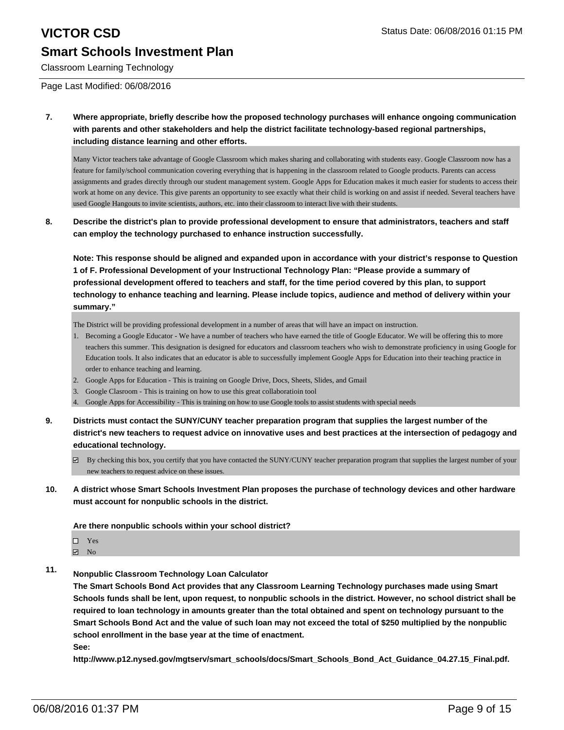# VICTOR CSD

## Smart Schools Investment Plan

Classroom Learning Technology

Page Last Modified: 06/08/2016

**7. Where appropriate, briefly describe how the proposed technology purchases will enhance ongoing communication with parents and other stakeholders and help the district facilitate technology-based regional partnerships, including distance learning and other efforts.**

Many Victor teachers take advantage of Google Classroom which makes sharing and collaborating with students easy. Google Classroom now has a feature for family/school communication covering everything that is happening in the classroom related to Google products. Parents can access assignments and grades directly through our student management system. Google Apps for Education makes it much easier for students to access their work at home on any device. This give parents an opportunity to see exactly what their child is working on and assist if needed. Several teachers have used Google Hangouts to invite scientists, authors, etc. into their classroom to interact live with their students.

**8. Describe the district's plan to provide professional development to ensure that administrators, teachers and staff can employ the technology purchased to enhance instruction successfully.**

**Note: This response should be aligned and expanded upon in accordance with your district's response to Question 1 of F. Professional Development of your Instructional Technology Plan: "Please provide a summary of professional development offered to teachers and staff, for the time period covered by this plan, to support technology to enhance teaching and learning. Please include topics, audience and method of delivery within your summary."**

The District will be providing professional development in a number of areas that will have an impact on instruction.

1. Becoming a Google Educator - We have a number of teachers who have earned the title of Google Educator. We will be offering this to more teachers this summer. This designation is designed for educators and classroom teachers who wish to demonstrate proficiency in using Google for Education tools. It also indicates that an educator is able to successfully implement Google Apps for Education into their teaching practice in order to enhance teaching and learning.
2. Google Apps for Education - This is training on Google Drive, Docs, Sheets, Slides, and Gmail
3. Google Clasroom - This is training on how to use this great collaboratioin tool
4. Google Apps for Accessibility - This is training on how to use Google tools to assist students with special needs

**9. Districts must contact the SUNY/CUNY teacher preparation program that supplies the largest number of the district's new teachers to request advice on innovative uses and best practices at the intersection of pedagogy and educational technology.**

☑ By checking this box, you certify that you have contacted the SUNY/CUNY teacher preparation program that supplies the largest number of your new teachers to request advice on these issues.

**10. A district whose Smart Schools Investment Plan proposes the purchase of technology devices and other hardware must account for nonpublic schools in the district.**

**Are there nonpublic schools within your school district?**

☐ Yes
☑ No

**11. Nonpublic Classroom Technology Loan Calculator**
**The Smart Schools Bond Act provides that any Classroom Learning Technology purchases made using Smart Schools funds shall be lent, upon request, to nonpublic schools in the district. However, no school district shall be required to loan technology in amounts greater than the total obtained and spent on technology pursuant to the Smart Schools Bond Act and the value of such loan may not exceed the total of $250 multiplied by the nonpublic school enrollment in the base year at the time of enactment.**
**See:**
**http://www.p12.nysed.gov/mgtserv/smart_schools/docs/Smart_Schools_Bond_Act_Guidance_04.27.15_Final.pdf.**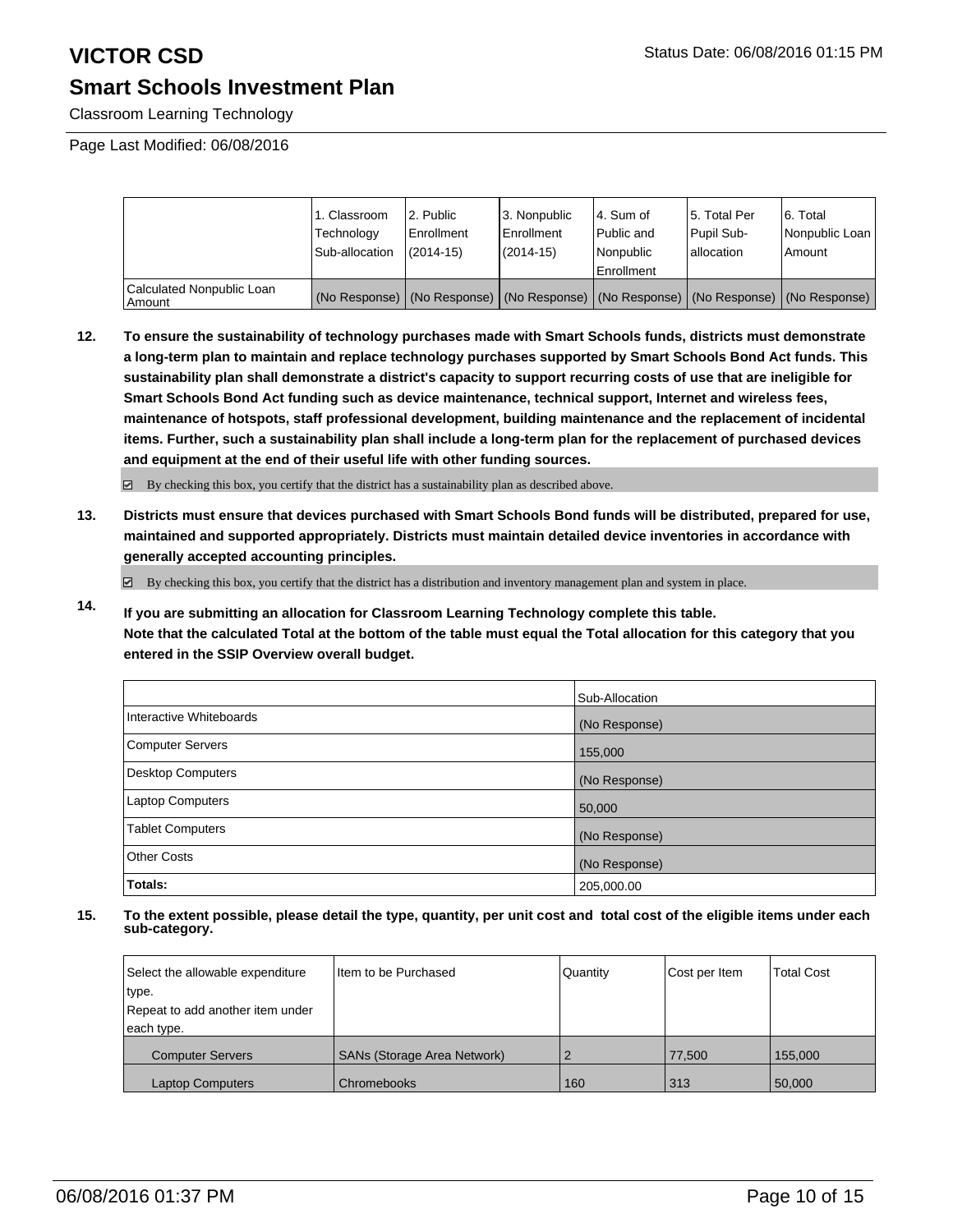# VICTOR CSD

Status Date: 06/08/2016 01:15 PM

## Smart Schools Investment Plan

Classroom Learning Technology

Page Last Modified: 06/08/2016

| | 1. Classroom Technology Sub-allocation | 2. Public Enrollment (2014-15) | 3. Nonpublic Enrollment (2014-15) | 4. Sum of Public and Nonpublic Enrollment | 5. Total Per Pupil Sub-allocation | 6. Total Nonpublic Loan Amount |
|---|---|---|---|---|---|---|
| Calculated Nonpublic Loan Amount | (No Response) | (No Response) | (No Response) | (No Response) | (No Response) | (No Response) |

**12. To ensure the sustainability of technology purchases made with Smart Schools funds, districts must demonstrate a long-term plan to maintain and replace technology purchases supported by Smart Schools Bond Act funds. This sustainability plan shall demonstrate a district's capacity to support recurring costs of use that are ineligible for Smart Schools Bond Act funding such as device maintenance, technical support, Internet and wireless fees, maintenance of hotspots, staff professional development, building maintenance and the replacement of incidental items. Further, such a sustainability plan shall include a long-term plan for the replacement of purchased devices and equipment at the end of their useful life with other funding sources.**

☑ By checking this box, you certify that the district has a sustainability plan as described above.

**13. Districts must ensure that devices purchased with Smart Schools Bond funds will be distributed, prepared for use, maintained and supported appropriately. Districts must maintain detailed device inventories in accordance with generally accepted accounting principles.**

☑ By checking this box, you certify that the district has a distribution and inventory management plan and system in place.

**14. If you are submitting an allocation for Classroom Learning Technology complete this table. Note that the calculated Total at the bottom of the table must equal the Total allocation for this category that you entered in the SSIP Overview overall budget.**

| | Sub-Allocation |
|---|---|
| Interactive Whiteboards | (No Response) |
| Computer Servers | 155,000 |
| Desktop Computers | (No Response) |
| Laptop Computers | 50,000 |
| Tablet Computers | (No Response) |
| Other Costs | (No Response) |
| **Totals:** | 205,000.00 |

**15. To the extent possible, please detail the type, quantity, per unit cost and total cost of the eligible items under each sub-category.**

| Select the allowable expenditure type. Repeat to add another item under each type. | Item to be Purchased | Quantity | Cost per Item | Total Cost |
|---|---|---|---|---|
| Computer Servers | SANs (Storage Area Network) | 2 | 77,500 | 155,000 |
| Laptop Computers | Chromebooks | 160 | 313 | 50,000 |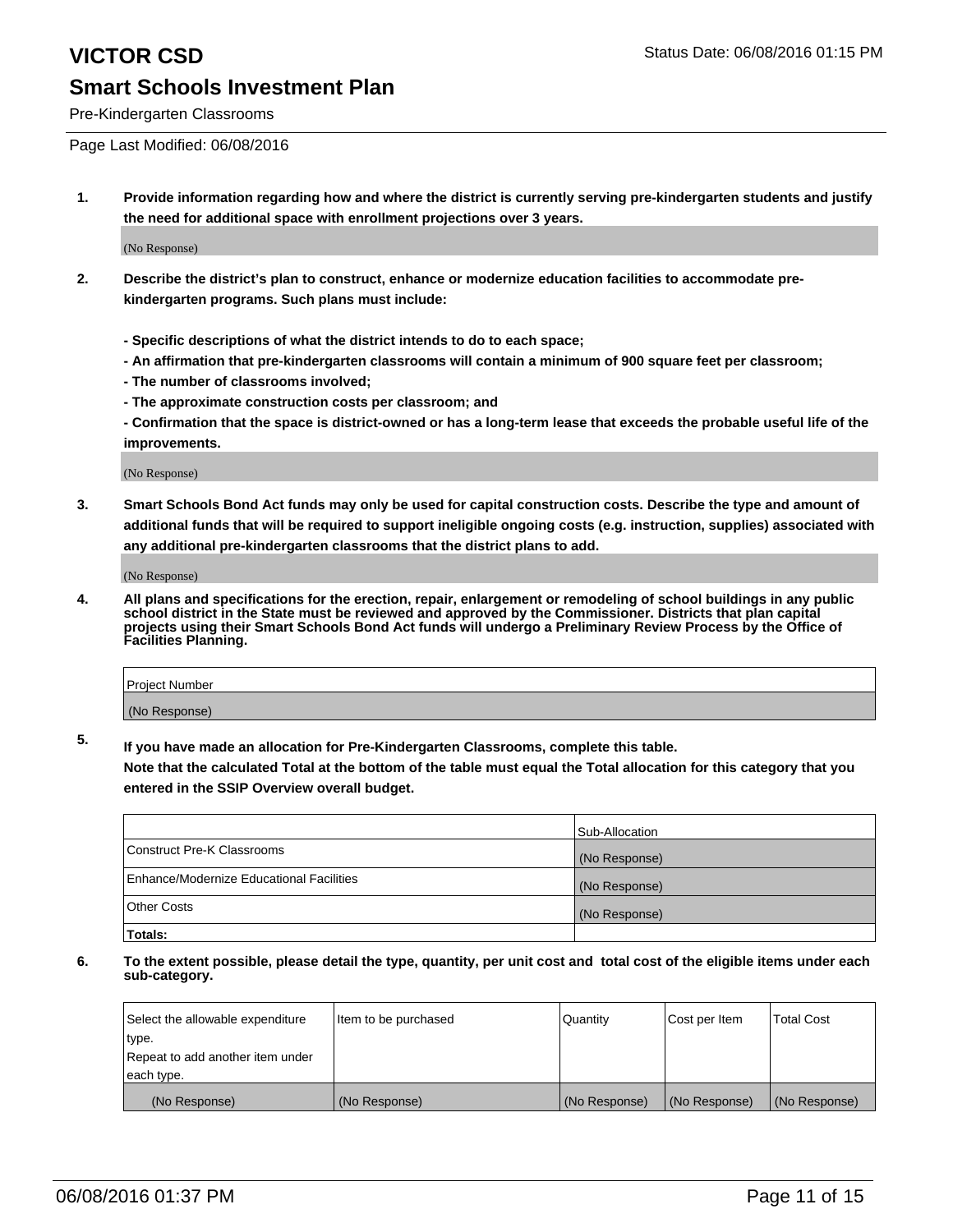# VICTOR CSD

Status Date: 06/08/2016 01:15 PM

## Smart Schools Investment Plan

Pre-Kindergarten Classrooms

Page Last Modified: 06/08/2016

**1. Provide information regarding how and where the district is currently serving pre-kindergarten students and justify the need for additional space with enrollment projections over 3 years.**

(No Response)

**2. Describe the district's plan to construct, enhance or modernize education facilities to accommodate pre-kindergarten programs. Such plans must include:**

**- Specific descriptions of what the district intends to do to each space;**
**- An affirmation that pre-kindergarten classrooms will contain a minimum of 900 square feet per classroom;**
**- The number of classrooms involved;**
**- The approximate construction costs per classroom; and**
**- Confirmation that the space is district-owned or has a long-term lease that exceeds the probable useful life of the improvements.**

(No Response)

**3. Smart Schools Bond Act funds may only be used for capital construction costs. Describe the type and amount of additional funds that will be required to support ineligible ongoing costs (e.g. instruction, supplies) associated with any additional pre-kindergarten classrooms that the district plans to add.**

(No Response)

**4. All plans and specifications for the erection, repair, enlargement or remodeling of school buildings in any public school district in the State must be reviewed and approved by the Commissioner. Districts that plan capital projects using their Smart Schools Bond Act funds will undergo a Preliminary Review Process by the Office of Facilities Planning.**

| Project Number |
|---|
| (No Response) |

**5. If you have made an allocation for Pre-Kindergarten Classrooms, complete this table.**
**Note that the calculated Total at the bottom of the table must equal the Total allocation for this category that you entered in the SSIP Overview overall budget.**

| | Sub-Allocation |
|---|---|
| Construct Pre-K Classrooms | (No Response) |
| Enhance/Modernize Educational Facilities | (No Response) |
| Other Costs | (No Response) |
| **Totals:** | |

**6. To the extent possible, please detail the type, quantity, per unit cost and total cost of the eligible items under each sub-category.**

| Select the allowable expenditure type. Repeat to add another item under each type. | Item to be purchased | Quantity | Cost per Item | Total Cost |
|---|---|---|---|---|
| (No Response) | (No Response) | (No Response) | (No Response) | (No Response) |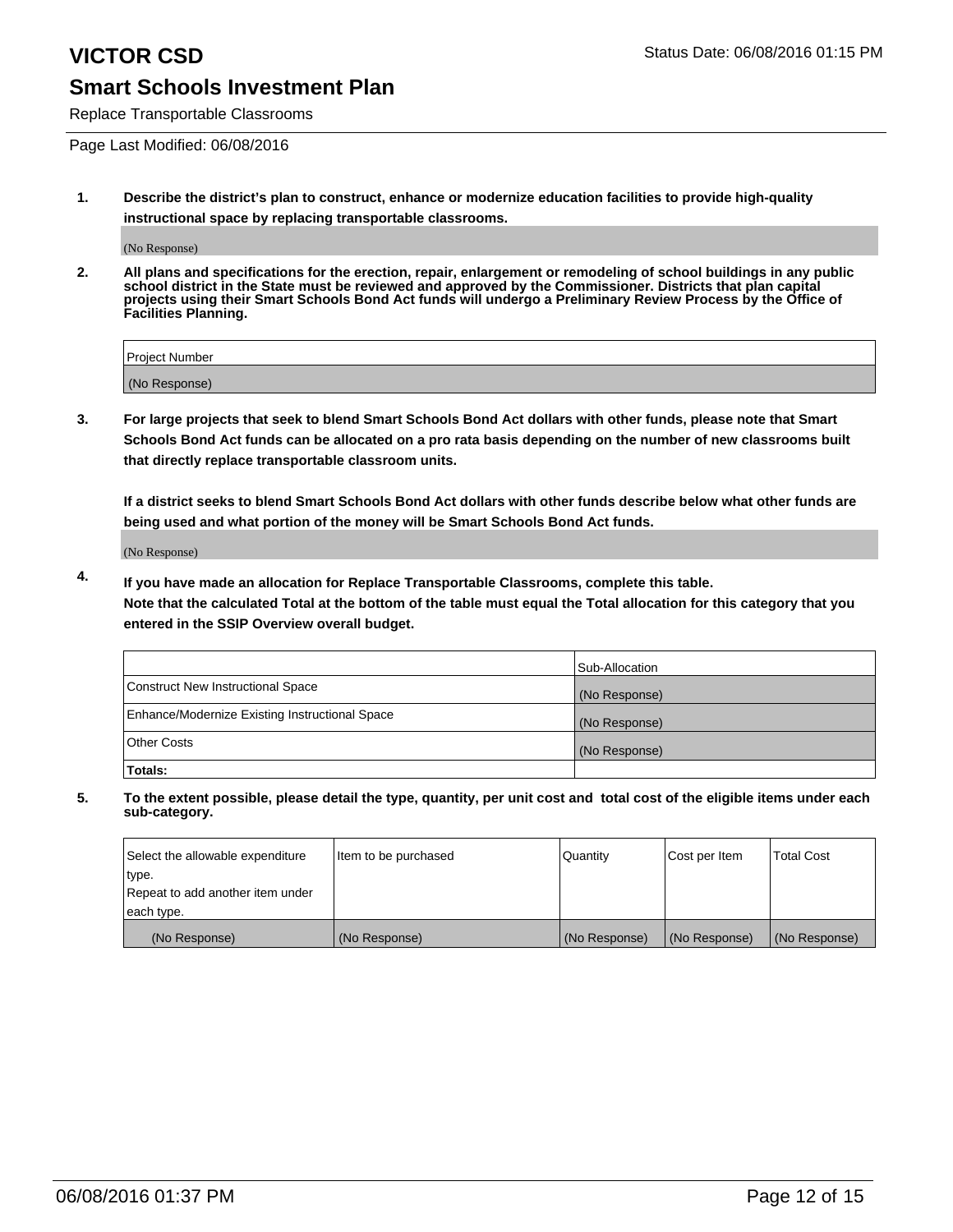# VICTOR CSD

Status Date: 06/08/2016 01:15 PM

## Smart Schools Investment Plan

Replace Transportable Classrooms

Page Last Modified: 06/08/2016

1. **Describe the district's plan to construct, enhance or modernize education facilities to provide high-quality instructional space by replacing transportable classrooms.**

   (No Response)

2. **All plans and specifications for the erection, repair, enlargement or remodeling of school buildings in any public school district in the State must be reviewed and approved by the Commissioner. Districts that plan capital projects using their Smart Schools Bond Act funds will undergo a Preliminary Review Process by the Office of Facilities Planning.**

| Project Number |
| --- |
| (No Response) |

3. **For large projects that seek to blend Smart Schools Bond Act dollars with other funds, please note that Smart Schools Bond Act funds can be allocated on a pro rata basis depending on the number of new classrooms built that directly replace transportable classroom units.**

   **If a district seeks to blend Smart Schools Bond Act dollars with other funds describe below what other funds are being used and what portion of the money will be Smart Schools Bond Act funds.**

   (No Response)

4. **If you have made an allocation for Replace Transportable Classrooms, complete this table. Note that the calculated Total at the bottom of the table must equal the Total allocation for this category that you entered in the SSIP Overview overall budget.**

| | Sub-Allocation |
| --- | --- |
| Construct New Instructional Space | (No Response) |
| Enhance/Modernize Existing Instructional Space | (No Response) |
| Other Costs | (No Response) |
| **Totals:** | |

5. **To the extent possible, please detail the type, quantity, per unit cost and total cost of the eligible items under each sub-category.**

| Select the allowable expenditure type. Repeat to add another item under each type. | Item to be purchased | Quantity | Cost per Item | Total Cost |
| --- | --- | --- | --- | --- |
| (No Response) | (No Response) | (No Response) | (No Response) | (No Response) |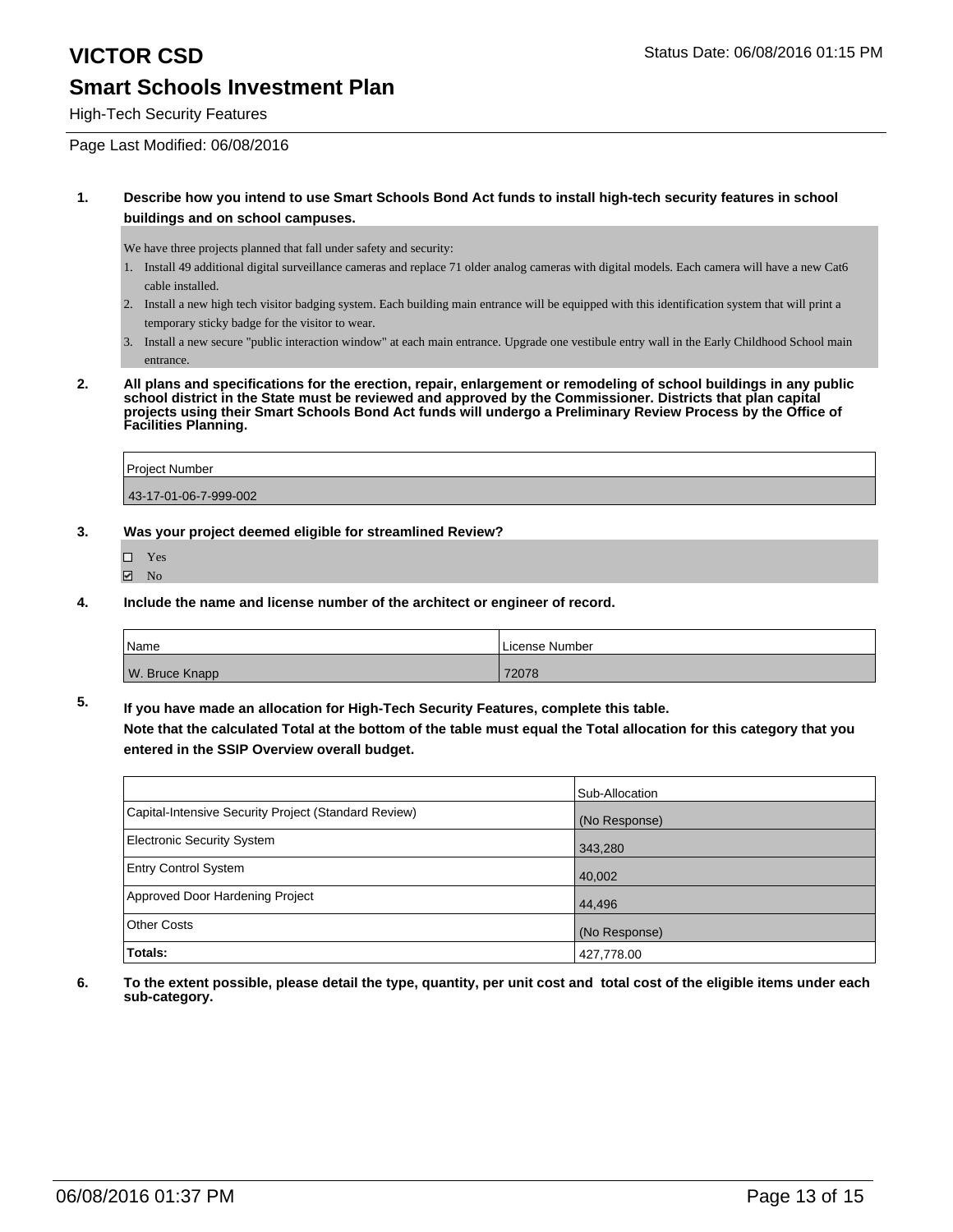# VICTOR CSD

Status Date: 06/08/2016 01:15 PM

## Smart Schools Investment Plan

High-Tech Security Features

Page Last Modified: 06/08/2016

**1. Describe how you intend to use Smart Schools Bond Act funds to install high-tech security features in school buildings and on school campuses.**

We have three projects planned that fall under safety and security:

1. Install 49 additional digital surveillance cameras and replace 71 older analog cameras with digital models. Each camera will have a new Cat6 cable installed.
2. Install a new high tech visitor badging system. Each building main entrance will be equipped with this identification system that will print a temporary sticky badge for the visitor to wear.
3. Install a new secure "public interaction window" at each main entrance. Upgrade one vestibule entry wall in the Early Childhood School main entrance.

**2. All plans and specifications for the erection, repair, enlargement or remodeling of school buildings in any public school district in the State must be reviewed and approved by the Commissioner. Districts that plan capital projects using their Smart Schools Bond Act funds will undergo a Preliminary Review Process by the Office of Facilities Planning.**

| Project Number |
| --- |
| 43-17-01-06-7-999-002 |

**3. Was your project deemed eligible for streamlined Review?**

- ☐ Yes
- ☑ No

**4. Include the name and license number of the architect or engineer of record.**

| Name | License Number |
| --- | --- |
| W. Bruce Knapp | 72078 |

**5. If you have made an allocation for High-Tech Security Features, complete this table.**

**Note that the calculated Total at the bottom of the table must equal the Total allocation for this category that you entered in the SSIP Overview overall budget.**

| | Sub-Allocation |
| --- | --- |
| Capital-Intensive Security Project (Standard Review) | (No Response) |
| Electronic Security System | 343,280 |
| Entry Control System | 40,002 |
| Approved Door Hardening Project | 44,496 |
| Other Costs | (No Response) |
| **Totals:** | 427,778.00 |

**6. To the extent possible, please detail the type, quantity, per unit cost and total cost of the eligible items under each sub-category.**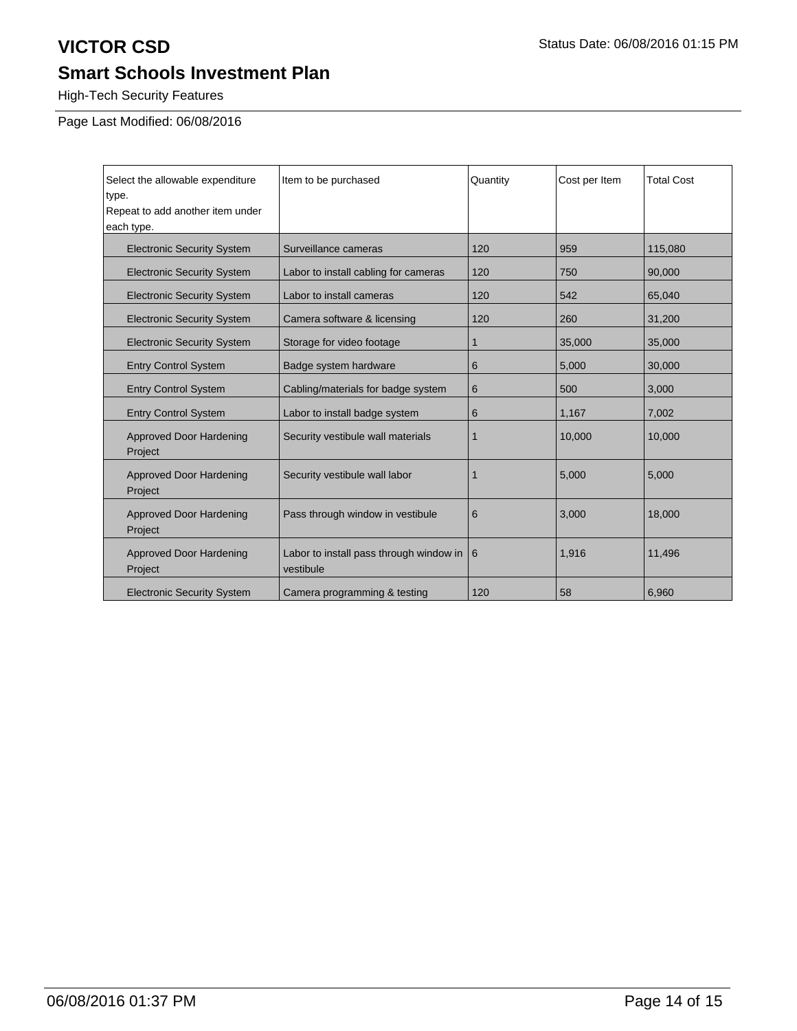# VICTOR CSD

Status Date: 06/08/2016 01:15 PM

## Smart Schools Investment Plan

High-Tech Security Features

Page Last Modified: 06/08/2016

| Select the allowable expenditure type.<br>Repeat to add another item under each type. | Item to be purchased | Quantity | Cost per Item | Total Cost |
|---|---|---|---|---|
| Electronic Security System | Surveillance cameras | 120 | 959 | 115,080 |
| Electronic Security System | Labor to install cabling for cameras | 120 | 750 | 90,000 |
| Electronic Security System | Labor to install cameras | 120 | 542 | 65,040 |
| Electronic Security System | Camera software & licensing | 120 | 260 | 31,200 |
| Electronic Security System | Storage for video footage | 1 | 35,000 | 35,000 |
| Entry Control System | Badge system hardware | 6 | 5,000 | 30,000 |
| Entry Control System | Cabling/materials for badge system | 6 | 500 | 3,000 |
| Entry Control System | Labor to install badge system | 6 | 1,167 | 7,002 |
| Approved Door Hardening Project | Security vestibule wall materials | 1 | 10,000 | 10,000 |
| Approved Door Hardening Project | Security vestibule wall labor | 1 | 5,000 | 5,000 |
| Approved Door Hardening Project | Pass through window in vestibule | 6 | 3,000 | 18,000 |
| Approved Door Hardening Project | Labor to install pass through window in vestibule | 6 | 1,916 | 11,496 |
| Electronic Security System | Camera programming & testing | 120 | 58 | 6,960 |